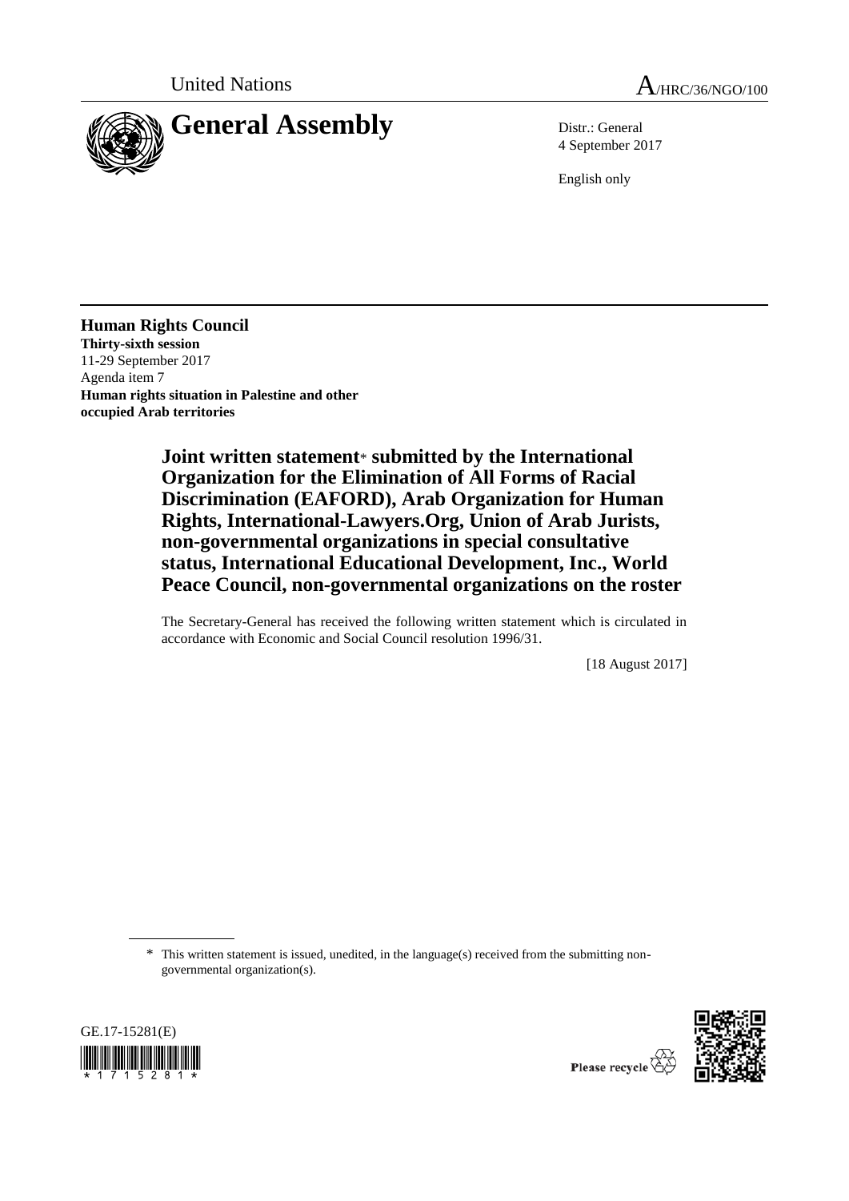United Nations A/HRC/36/NGO/100

# General Assembly

Distr.: General
4 September 2017

English only

**Human Rights Council**
**Thirty-sixth session**
11-29 September 2017
Agenda item 7
**Human rights situation in Palestine and other occupied Arab territories**

## Joint written statement* submitted by the International Organization for the Elimination of All Forms of Racial Discrimination (EAFORD), Arab Organization for Human Rights, International-Lawyers.Org, Union of Arab Jurists, non-governmental organizations in special consultative status, International Educational Development, Inc., World Peace Council, non-governmental organizations on the roster

The Secretary-General has received the following written statement which is circulated in accordance with Economic and Social Council resolution 1996/31.

[18 August 2017]

---

* This written statement is issued, unedited, in the language(s) received from the submitting non-governmental organization(s).

GE.17-15281(E)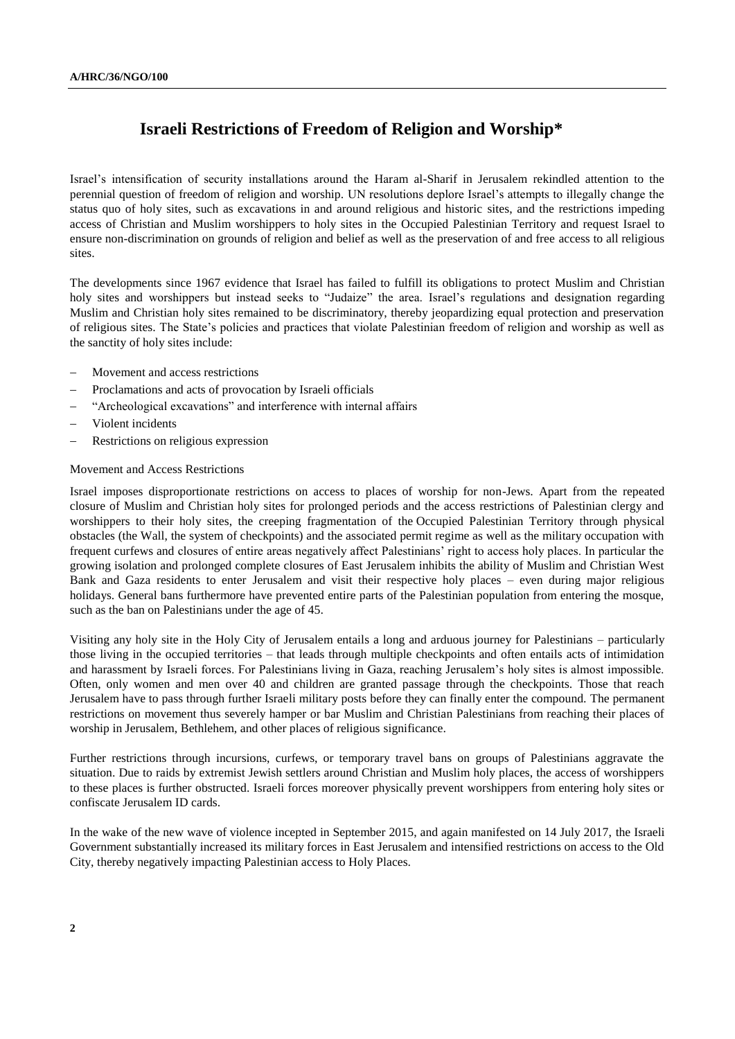# Israeli Restrictions of Freedom of Religion and Worship*

Israel's intensification of security installations around the Haram al-Sharif in Jerusalem rekindled attention to the perennial question of freedom of religion and worship. UN resolutions deplore Israel's attempts to illegally change the status quo of holy sites, such as excavations in and around religious and historic sites, and the restrictions impeding access of Christian and Muslim worshippers to holy sites in the Occupied Palestinian Territory and request Israel to ensure non-discrimination on grounds of religion and belief as well as the preservation of and free access to all religious sites.

The developments since 1967 evidence that Israel has failed to fulfill its obligations to protect Muslim and Christian holy sites and worshippers but instead seeks to "Judaize" the area. Israel's regulations and designation regarding Muslim and Christian holy sites remained to be discriminatory, thereby jeopardizing equal protection and preservation of religious sites. The State's policies and practices that violate Palestinian freedom of religion and worship as well as the sanctity of holy sites include:

- Movement and access restrictions
- Proclamations and acts of provocation by Israeli officials
- "Archeological excavations" and interference with internal affairs
- Violent incidents
- Restrictions on religious expression

Movement and Access Restrictions

Israel imposes disproportionate restrictions on access to places of worship for non-Jews. Apart from the repeated closure of Muslim and Christian holy sites for prolonged periods and the access restrictions of Palestinian clergy and worshippers to their holy sites, the creeping fragmentation of the Occupied Palestinian Territory through physical obstacles (the Wall, the system of checkpoints) and the associated permit regime as well as the military occupation with frequent curfews and closures of entire areas negatively affect Palestinians' right to access holy places. In particular the growing isolation and prolonged complete closures of East Jerusalem inhibits the ability of Muslim and Christian West Bank and Gaza residents to enter Jerusalem and visit their respective holy places – even during major religious holidays. General bans furthermore have prevented entire parts of the Palestinian population from entering the mosque, such as the ban on Palestinians under the age of 45.

Visiting any holy site in the Holy City of Jerusalem entails a long and arduous journey for Palestinians – particularly those living in the occupied territories – that leads through multiple checkpoints and often entails acts of intimidation and harassment by Israeli forces. For Palestinians living in Gaza, reaching Jerusalem's holy sites is almost impossible. Often, only women and men over 40 and children are granted passage through the checkpoints. Those that reach Jerusalem have to pass through further Israeli military posts before they can finally enter the compound. The permanent restrictions on movement thus severely hamper or bar Muslim and Christian Palestinians from reaching their places of worship in Jerusalem, Bethlehem, and other places of religious significance.

Further restrictions through incursions, curfews, or temporary travel bans on groups of Palestinians aggravate the situation. Due to raids by extremist Jewish settlers around Christian and Muslim holy places, the access of worshippers to these places is further obstructed. Israeli forces moreover physically prevent worshippers from entering holy sites or confiscate Jerusalem ID cards.

In the wake of the new wave of violence incepted in September 2015, and again manifested on 14 July 2017, the Israeli Government substantially increased its military forces in East Jerusalem and intensified restrictions on access to the Old City, thereby negatively impacting Palestinian access to Holy Places.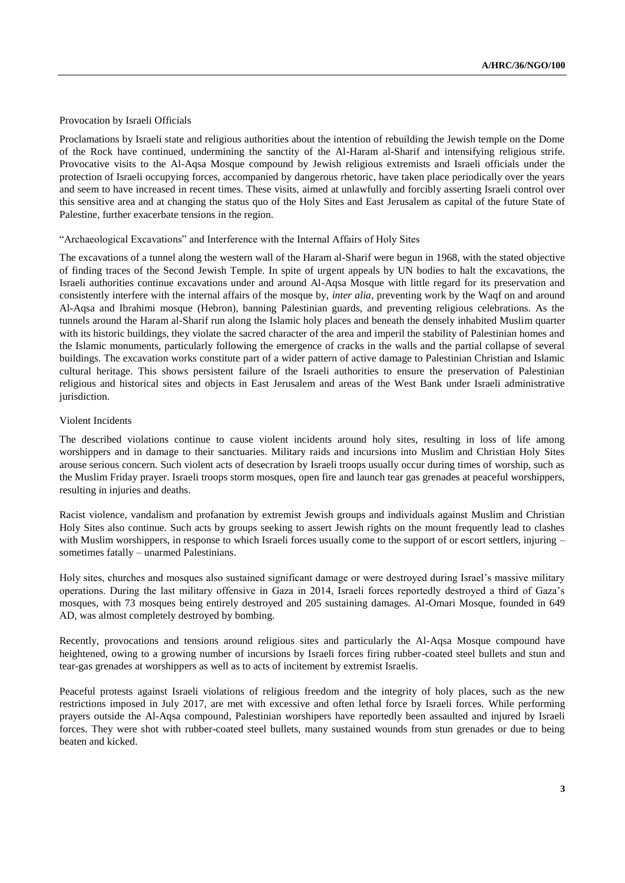Provocation by Israeli Officials

Proclamations by Israeli state and religious authorities about the intention of rebuilding the Jewish temple on the Dome of the Rock have continued, undermining the sanctity of the Al-Haram al-Sharif and intensifying religious strife. Provocative visits to the Al-Aqsa Mosque compound by Jewish religious extremists and Israeli officials under the protection of Israeli occupying forces, accompanied by dangerous rhetoric, have taken place periodically over the years and seem to have increased in recent times. These visits, aimed at unlawfully and forcibly asserting Israeli control over this sensitive area and at changing the status quo of the Holy Sites and East Jerusalem as capital of the future State of Palestine, further exacerbate tensions in the region.

"Archaeological Excavations" and Interference with the Internal Affairs of Holy Sites

The excavations of a tunnel along the western wall of the Haram al-Sharif were begun in 1968, with the stated objective of finding traces of the Second Jewish Temple. In spite of urgent appeals by UN bodies to halt the excavations, the Israeli authorities continue excavations under and around Al-Aqsa Mosque with little regard for its preservation and consistently interfere with the internal affairs of the mosque by, *inter alia*, preventing work by the Waqf on and around Al-Aqsa and Ibrahimi mosque (Hebron), banning Palestinian guards, and preventing religious celebrations. As the tunnels around the Haram al-Sharif run along the Islamic holy places and beneath the densely inhabited Muslim quarter with its historic buildings, they violate the sacred character of the area and imperil the stability of Palestinian homes and the Islamic monuments, particularly following the emergence of cracks in the walls and the partial collapse of several buildings. The excavation works constitute part of a wider pattern of active damage to Palestinian Christian and Islamic cultural heritage. This shows persistent failure of the Israeli authorities to ensure the preservation of Palestinian religious and historical sites and objects in East Jerusalem and areas of the West Bank under Israeli administrative jurisdiction.

Violent Incidents

The described violations continue to cause violent incidents around holy sites, resulting in loss of life among worshippers and in damage to their sanctuaries. Military raids and incursions into Muslim and Christian Holy Sites arouse serious concern. Such violent acts of desecration by Israeli troops usually occur during times of worship, such as the Muslim Friday prayer. Israeli troops storm mosques, open fire and launch tear gas grenades at peaceful worshippers, resulting in injuries and deaths.

Racist violence, vandalism and profanation by extremist Jewish groups and individuals against Muslim and Christian Holy Sites also continue. Such acts by groups seeking to assert Jewish rights on the mount frequently lead to clashes with Muslim worshippers, in response to which Israeli forces usually come to the support of or escort settlers, injuring – sometimes fatally – unarmed Palestinians.

Holy sites, churches and mosques also sustained significant damage or were destroyed during Israel's massive military operations. During the last military offensive in Gaza in 2014, Israeli forces reportedly destroyed a third of Gaza's mosques, with 73 mosques being entirely destroyed and 205 sustaining damages. Al-Omari Mosque, founded in 649 AD, was almost completely destroyed by bombing.

Recently, provocations and tensions around religious sites and particularly the Al-Aqsa Mosque compound have heightened, owing to a growing number of incursions by Israeli forces firing rubber-coated steel bullets and stun and tear-gas grenades at worshippers as well as to acts of incitement by extremist Israelis.

Peaceful protests against Israeli violations of religious freedom and the integrity of holy places, such as the new restrictions imposed in July 2017, are met with excessive and often lethal force by Israeli forces. While performing prayers outside the Al-Aqsa compound, Palestinian worshipers have reportedly been assaulted and injured by Israeli forces. They were shot with rubber-coated steel bullets, many sustained wounds from stun grenades or due to being beaten and kicked.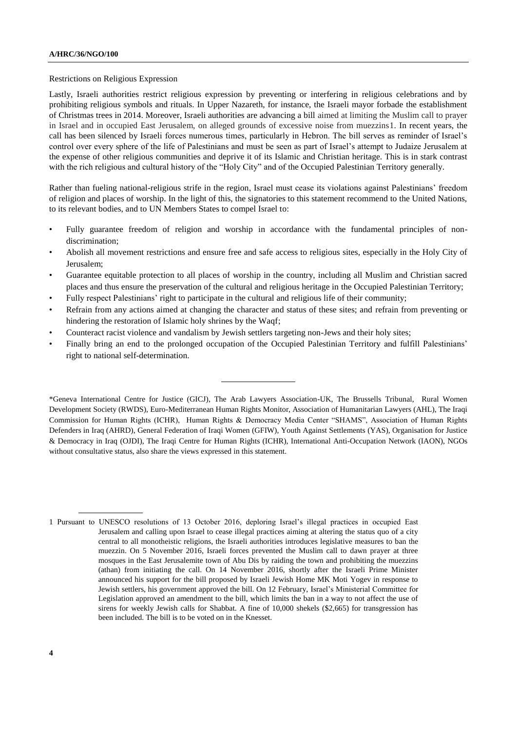Restrictions on Religious Expression

Lastly, Israeli authorities restrict religious expression by preventing or interfering in religious celebrations and by prohibiting religious symbols and rituals. In Upper Nazareth, for instance, the Israeli mayor forbade the establishment of Christmas trees in 2014. Moreover, Israeli authorities are advancing a bill aimed at limiting the Muslim call to prayer in Israel and in occupied East Jerusalem, on alleged grounds of excessive noise from muezzins[1]. In recent years, the call has been silenced by Israeli forces numerous times, particularly in Hebron. The bill serves as reminder of Israel's control over every sphere of the life of Palestinians and must be seen as part of Israel's attempt to Judaize Jerusalem at the expense of other religious communities and deprive it of its Islamic and Christian heritage. This is in stark contrast with the rich religious and cultural history of the "Holy City" and of the Occupied Palestinian Territory generally.

Rather than fueling national-religious strife in the region, Israel must cease its violations against Palestinians' freedom of religion and places of worship. In the light of this, the signatories to this statement recommend to the United Nations, to its relevant bodies, and to UN Members States to compel Israel to:

- Fully guarantee freedom of religion and worship in accordance with the fundamental principles of non-discrimination;
- Abolish all movement restrictions and ensure free and safe access to religious sites, especially in the Holy City of Jerusalem;
- Guarantee equitable protection to all places of worship in the country, including all Muslim and Christian sacred places and thus ensure the preservation of the cultural and religious heritage in the Occupied Palestinian Territory;
- Fully respect Palestinians' right to participate in the cultural and religious life of their community;
- Refrain from any actions aimed at changing the character and status of these sites; and refrain from preventing or hindering the restoration of Islamic holy shrines by the Waqf;
- Counteract racist violence and vandalism by Jewish settlers targeting non-Jews and their holy sites;
- Finally bring an end to the prolonged occupation of the Occupied Palestinian Territory and fulfill Palestinians' right to national self-determination.

---

*Geneva International Centre for Justice (GICJ), The Arab Lawyers Association-UK, The Brussells Tribunal, Rural Women Development Society (RWDS), Euro-Mediterranean Human Rights Monitor, Association of Humanitarian Lawyers (AHL), The Iraqi Commission for Human Rights (ICHR), Human Rights & Democracy Media Center "SHAMS", Association of Human Rights Defenders in Iraq (AHRD), General Federation of Iraqi Women (GFIW), Youth Against Settlements (YAS), Organisation for Justice & Democracy in Iraq (OJDI), The Iraqi Centre for Human Rights (ICHR), International Anti-Occupation Network (IAON), NGOs without consultative status, also share the views expressed in this statement.

---

[1] Pursuant to UNESCO resolutions of 13 October 2016, deploring Israel's illegal practices in occupied East Jerusalem and calling upon Israel to cease illegal practices aiming at altering the status quo of a city central to all monotheistic religions, the Israeli authorities introduces legislative measures to ban the muezzin. On 5 November 2016, Israeli forces prevented the Muslim call to dawn prayer at three mosques in the East Jerusalemite town of Abu Dis by raiding the town and prohibiting the muezzins (athan) from initiating the call. On 14 November 2016, shortly after the Israeli Prime Minister announced his support for the bill proposed by Israeli Jewish Home MK Moti Yogev in response to Jewish settlers, his government approved the bill. On 12 February, Israel's Ministerial Committee for Legislation approved an amendment to the bill, which limits the ban in a way to not affect the use of sirens for weekly Jewish calls for Shabbat. A fine of 10,000 shekels ($2,665) for transgression has been included. The bill is to be voted on in the Knesset.